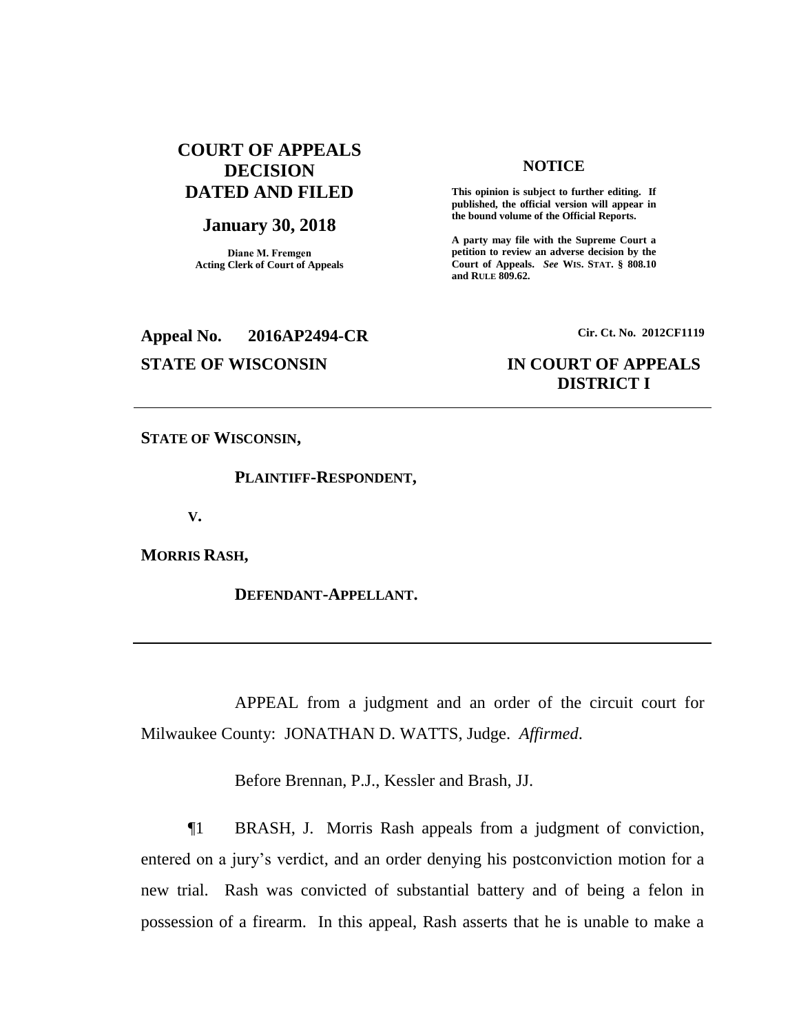**COURT OF APPEALS DECISION DATED AND FILED**

**January 30, 2018**

**Diane M. Fremgen**
**Acting Clerk of Court of Appeals**

**NOTICE**

**This opinion is subject to further editing. If published, the official version will appear in the bound volume of the Official Reports.**

**A party may file with the Supreme Court a petition to review an adverse decision by the Court of Appeals. *See* WIS. STAT. § 808.10 and RULE 809.62.**

**Appeal No. 2016AP2494-CR**

**Cir. Ct. No. 2012CF1119**

**STATE OF WISCONSIN**

**IN COURT OF APPEALS**
**DISTRICT I**

---

**STATE OF WISCONSIN,**

**PLAINTIFF-RESPONDENT,**

**V.**

**MORRIS RASH,**

**DEFENDANT-APPELLANT.**

---

APPEAL from a judgment and an order of the circuit court for Milwaukee County: JONATHAN D. WATTS, Judge. *Affirmed*.

Before Brennan, P.J., Kessler and Brash, JJ.

¶1 BRASH, J. Morris Rash appeals from a judgment of conviction, entered on a jury's verdict, and an order denying his postconviction motion for a new trial. Rash was convicted of substantial battery and of being a felon in possession of a firearm. In this appeal, Rash asserts that he is unable to make a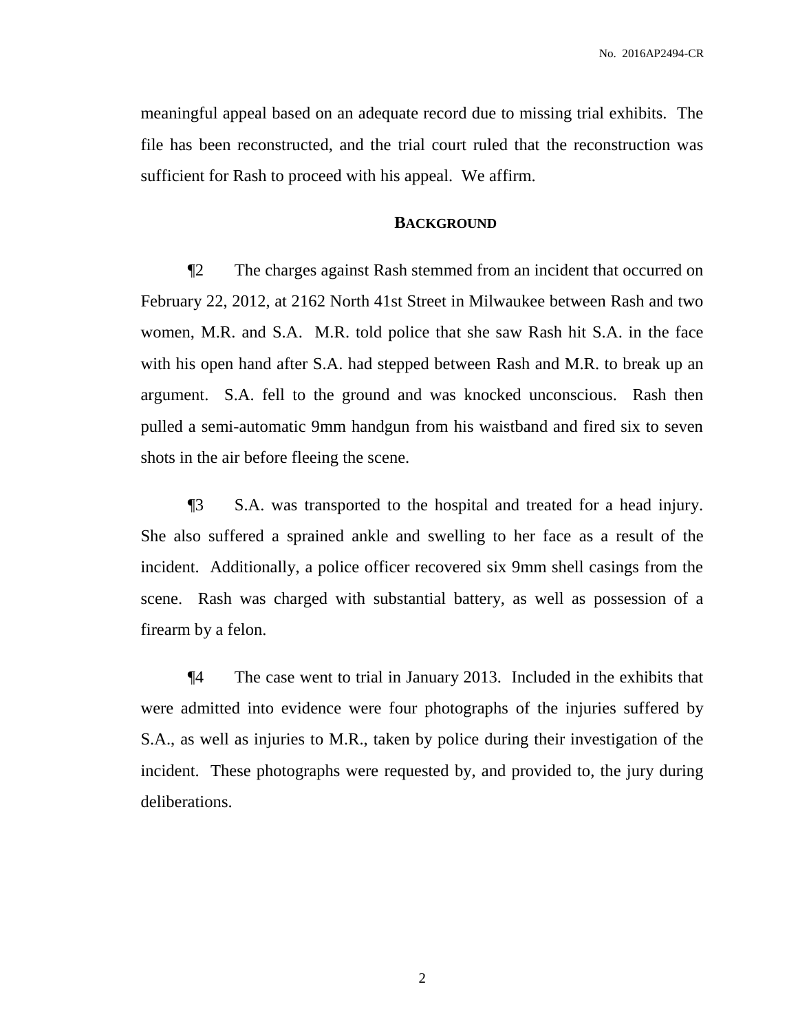meaningful appeal based on an adequate record due to missing trial exhibits. The file has been reconstructed, and the trial court ruled that the reconstruction was sufficient for Rash to proceed with his appeal. We affirm.

## BACKGROUND

¶2 The charges against Rash stemmed from an incident that occurred on February 22, 2012, at 2162 North 41st Street in Milwaukee between Rash and two women, M.R. and S.A. M.R. told police that she saw Rash hit S.A. in the face with his open hand after S.A. had stepped between Rash and M.R. to break up an argument. S.A. fell to the ground and was knocked unconscious. Rash then pulled a semi-automatic 9mm handgun from his waistband and fired six to seven shots in the air before fleeing the scene.

¶3 S.A. was transported to the hospital and treated for a head injury. She also suffered a sprained ankle and swelling to her face as a result of the incident. Additionally, a police officer recovered six 9mm shell casings from the scene. Rash was charged with substantial battery, as well as possession of a firearm by a felon.

¶4 The case went to trial in January 2013. Included in the exhibits that were admitted into evidence were four photographs of the injuries suffered by S.A., as well as injuries to M.R., taken by police during their investigation of the incident. These photographs were requested by, and provided to, the jury during deliberations.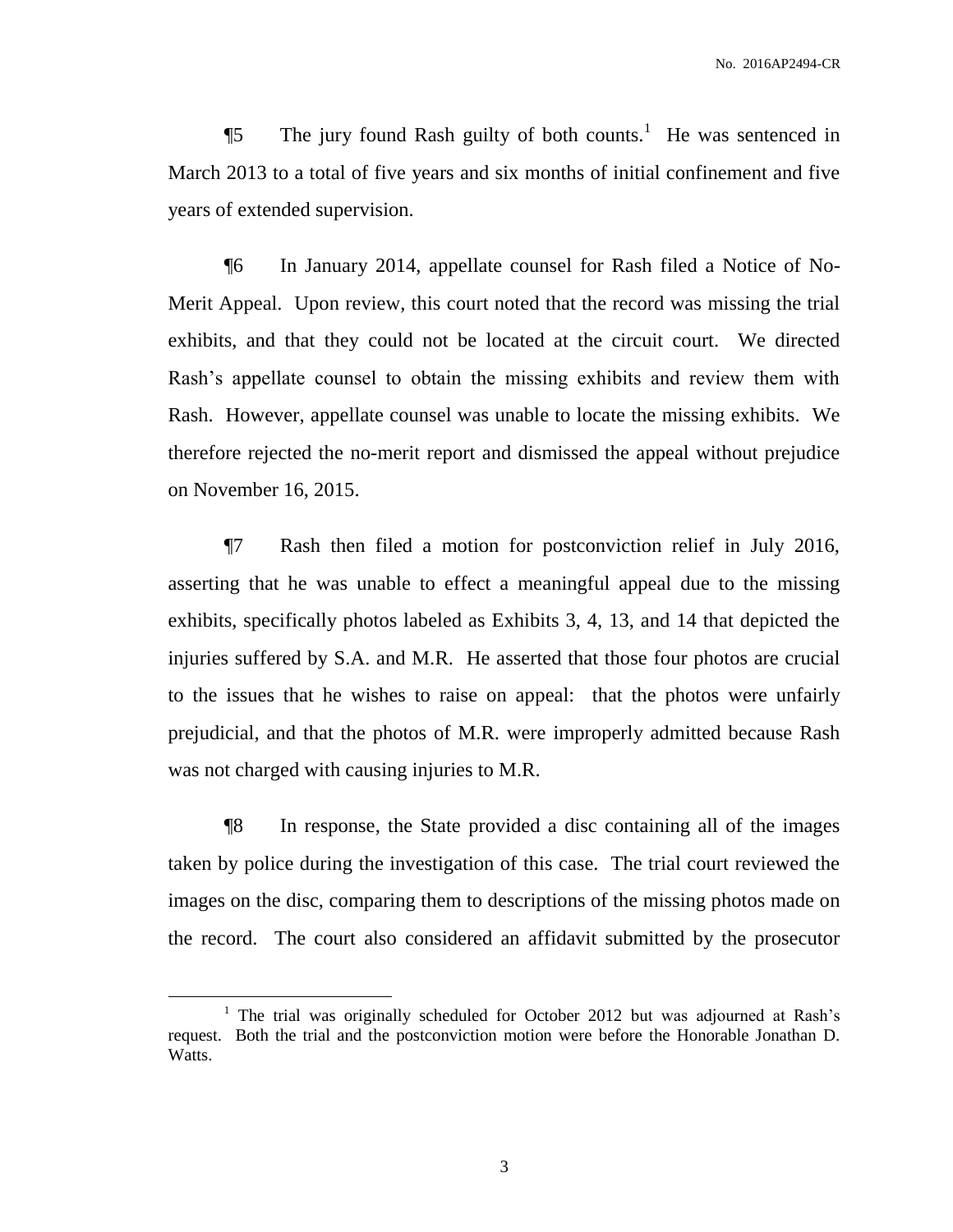¶5 The jury found Rash guilty of both counts.[1] He was sentenced in March 2013 to a total of five years and six months of initial confinement and five years of extended supervision.

¶6 In January 2014, appellate counsel for Rash filed a Notice of No-Merit Appeal. Upon review, this court noted that the record was missing the trial exhibits, and that they could not be located at the circuit court. We directed Rash's appellate counsel to obtain the missing exhibits and review them with Rash. However, appellate counsel was unable to locate the missing exhibits. We therefore rejected the no-merit report and dismissed the appeal without prejudice on November 16, 2015.

¶7 Rash then filed a motion for postconviction relief in July 2016, asserting that he was unable to effect a meaningful appeal due to the missing exhibits, specifically photos labeled as Exhibits 3, 4, 13, and 14 that depicted the injuries suffered by S.A. and M.R. He asserted that those four photos are crucial to the issues that he wishes to raise on appeal: that the photos were unfairly prejudicial, and that the photos of M.R. were improperly admitted because Rash was not charged with causing injuries to M.R.

¶8 In response, the State provided a disc containing all of the images taken by police during the investigation of this case. The trial court reviewed the images on the disc, comparing them to descriptions of the missing photos made on the record. The court also considered an affidavit submitted by the prosecutor

---

[1] The trial was originally scheduled for October 2012 but was adjourned at Rash's request. Both the trial and the postconviction motion were before the Honorable Jonathan D. Watts.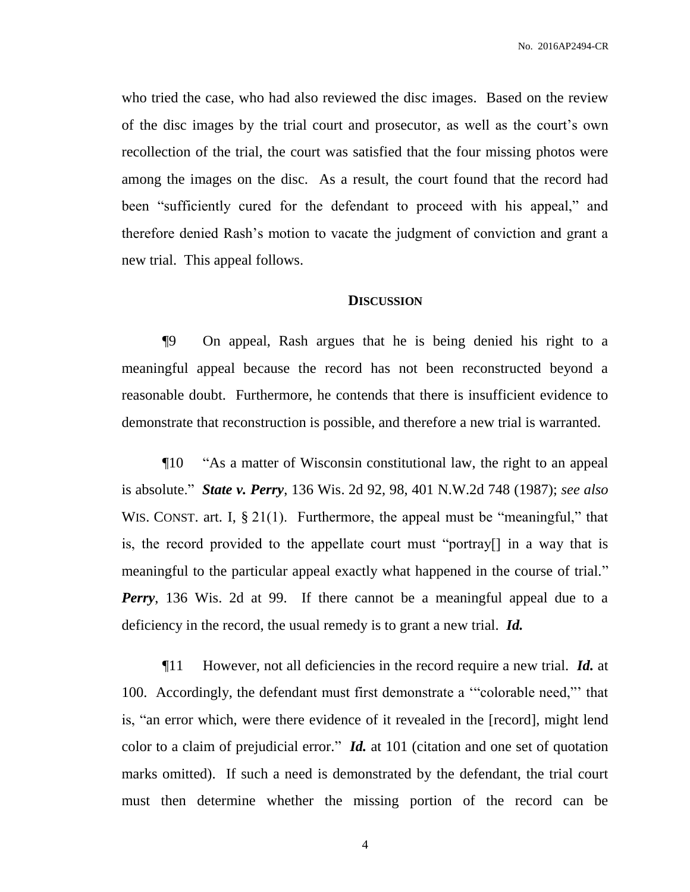who tried the case, who had also reviewed the disc images. Based on the review of the disc images by the trial court and prosecutor, as well as the court's own recollection of the trial, the court was satisfied that the four missing photos were among the images on the disc. As a result, the court found that the record had been "sufficiently cured for the defendant to proceed with his appeal," and therefore denied Rash's motion to vacate the judgment of conviction and grant a new trial. This appeal follows.

## DISCUSSION

¶9 On appeal, Rash argues that he is being denied his right to a meaningful appeal because the record has not been reconstructed beyond a reasonable doubt. Furthermore, he contends that there is insufficient evidence to demonstrate that reconstruction is possible, and therefore a new trial is warranted.

¶10 "As a matter of Wisconsin constitutional law, the right to an appeal is absolute." ***State v. Perry***, 136 Wis. 2d 92, 98, 401 N.W.2d 748 (1987); *see also* WIS. CONST. art. I, § 21(1). Furthermore, the appeal must be "meaningful," that is, the record provided to the appellate court must "portray[] in a way that is meaningful to the particular appeal exactly what happened in the course of trial." ***Perry***, 136 Wis. 2d at 99. If there cannot be a meaningful appeal due to a deficiency in the record, the usual remedy is to grant a new trial. ***Id.***

¶11 However, not all deficiencies in the record require a new trial. ***Id.*** at 100. Accordingly, the defendant must first demonstrate a '"colorable need,"' that is, "an error which, were there evidence of it revealed in the [record], might lend color to a claim of prejudicial error." ***Id.*** at 101 (citation and one set of quotation marks omitted). If such a need is demonstrated by the defendant, the trial court must then determine whether the missing portion of the record can be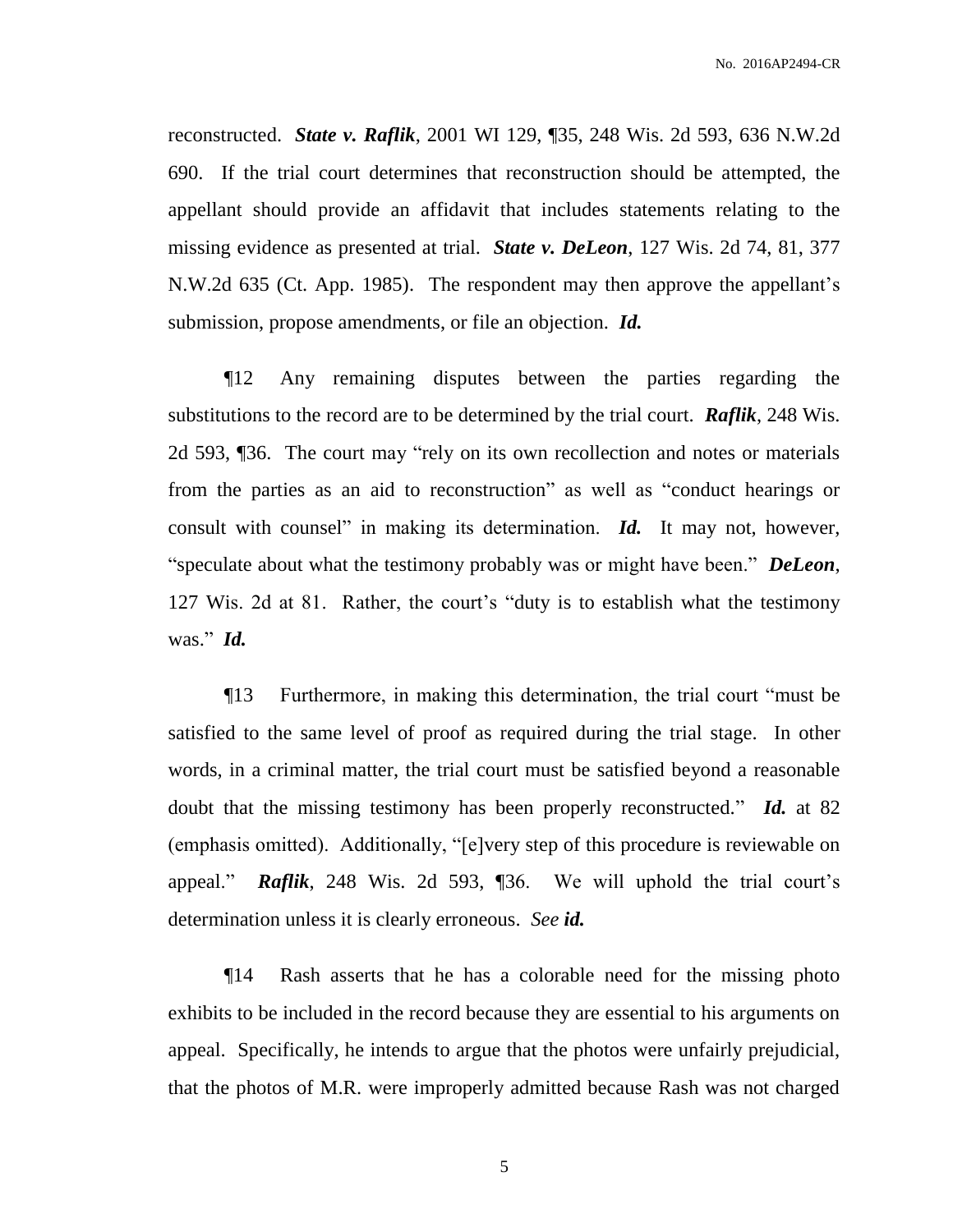reconstructed. ***State v. Raflik***, 2001 WI 129, ¶35, 248 Wis. 2d 593, 636 N.W.2d 690. If the trial court determines that reconstruction should be attempted, the appellant should provide an affidavit that includes statements relating to the missing evidence as presented at trial. ***State v. DeLeon***, 127 Wis. 2d 74, 81, 377 N.W.2d 635 (Ct. App. 1985). The respondent may then approve the appellant's submission, propose amendments, or file an objection. ***Id.***

¶12 Any remaining disputes between the parties regarding the substitutions to the record are to be determined by the trial court. ***Raflik***, 248 Wis. 2d 593, ¶36. The court may "rely on its own recollection and notes or materials from the parties as an aid to reconstruction" as well as "conduct hearings or consult with counsel" in making its determination. ***Id.*** It may not, however, "speculate about what the testimony probably was or might have been." ***DeLeon***, 127 Wis. 2d at 81. Rather, the court's "duty is to establish what the testimony was." ***Id.***

¶13 Furthermore, in making this determination, the trial court "must be satisfied to the same level of proof as required during the trial stage. In other words, in a criminal matter, the trial court must be satisfied beyond a reasonable doubt that the missing testimony has been properly reconstructed." ***Id.*** at 82 (emphasis omitted). Additionally, "[e]very step of this procedure is reviewable on appeal." ***Raflik***, 248 Wis. 2d 593, ¶36. We will uphold the trial court's determination unless it is clearly erroneous. *See* ***id.***

¶14 Rash asserts that he has a colorable need for the missing photo exhibits to be included in the record because they are essential to his arguments on appeal. Specifically, he intends to argue that the photos were unfairly prejudicial, that the photos of M.R. were improperly admitted because Rash was not charged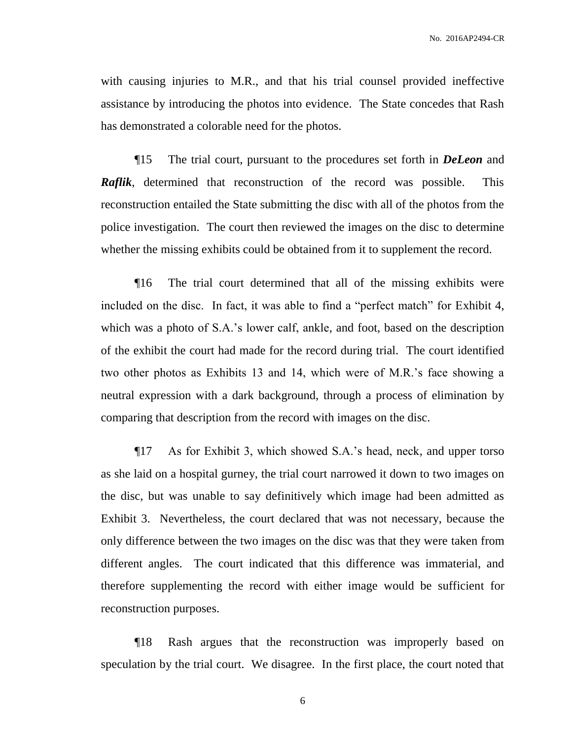with causing injuries to M.R., and that his trial counsel provided ineffective assistance by introducing the photos into evidence. The State concedes that Rash has demonstrated a colorable need for the photos.

¶15 The trial court, pursuant to the procedures set forth in ***DeLeon*** and ***Raflik***, determined that reconstruction of the record was possible. This reconstruction entailed the State submitting the disc with all of the photos from the police investigation. The court then reviewed the images on the disc to determine whether the missing exhibits could be obtained from it to supplement the record.

¶16 The trial court determined that all of the missing exhibits were included on the disc. In fact, it was able to find a "perfect match" for Exhibit 4, which was a photo of S.A.'s lower calf, ankle, and foot, based on the description of the exhibit the court had made for the record during trial. The court identified two other photos as Exhibits 13 and 14, which were of M.R.'s face showing a neutral expression with a dark background, through a process of elimination by comparing that description from the record with images on the disc.

¶17 As for Exhibit 3, which showed S.A.'s head, neck, and upper torso as she laid on a hospital gurney, the trial court narrowed it down to two images on the disc, but was unable to say definitively which image had been admitted as Exhibit 3. Nevertheless, the court declared that was not necessary, because the only difference between the two images on the disc was that they were taken from different angles. The court indicated that this difference was immaterial, and therefore supplementing the record with either image would be sufficient for reconstruction purposes.

¶18 Rash argues that the reconstruction was improperly based on speculation by the trial court. We disagree. In the first place, the court noted that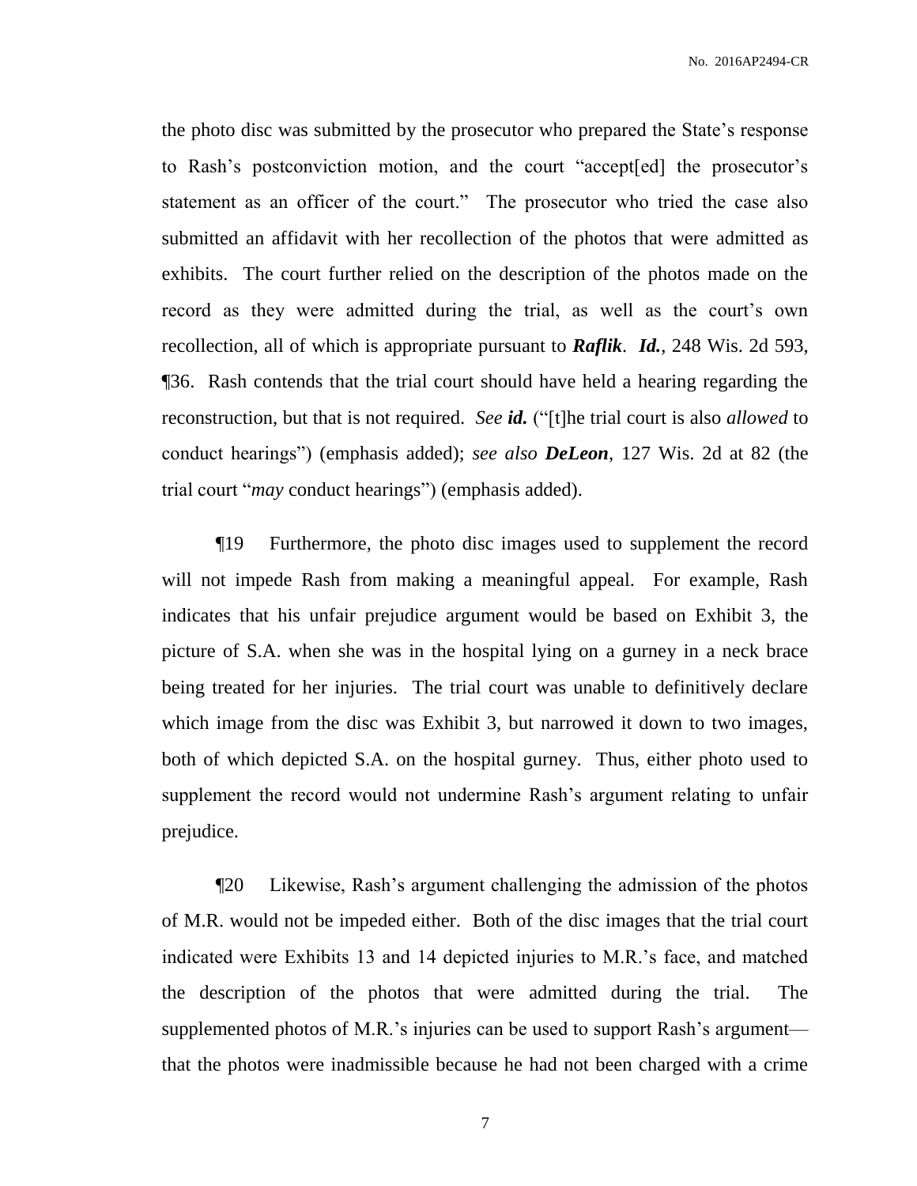the photo disc was submitted by the prosecutor who prepared the State's response to Rash's postconviction motion, and the court "accept[ed] the prosecutor's statement as an officer of the court." The prosecutor who tried the case also submitted an affidavit with her recollection of the photos that were admitted as exhibits. The court further relied on the description of the photos made on the record as they were admitted during the trial, as well as the court's own recollection, all of which is appropriate pursuant to ***Raflik***. ***Id.***, 248 Wis. 2d 593, ¶36. Rash contends that the trial court should have held a hearing regarding the reconstruction, but that is not required. *See* ***id.*** ("[t]he trial court is also *allowed* to conduct hearings") (emphasis added); *see also* ***DeLeon***, 127 Wis. 2d at 82 (the trial court "*may* conduct hearings") (emphasis added).

¶19 Furthermore, the photo disc images used to supplement the record will not impede Rash from making a meaningful appeal. For example, Rash indicates that his unfair prejudice argument would be based on Exhibit 3, the picture of S.A. when she was in the hospital lying on a gurney in a neck brace being treated for her injuries. The trial court was unable to definitively declare which image from the disc was Exhibit 3, but narrowed it down to two images, both of which depicted S.A. on the hospital gurney. Thus, either photo used to supplement the record would not undermine Rash's argument relating to unfair prejudice.

¶20 Likewise, Rash's argument challenging the admission of the photos of M.R. would not be impeded either. Both of the disc images that the trial court indicated were Exhibits 13 and 14 depicted injuries to M.R.'s face, and matched the description of the photos that were admitted during the trial. The supplemented photos of M.R.'s injuries can be used to support Rash's argument—that the photos were inadmissible because he had not been charged with a crime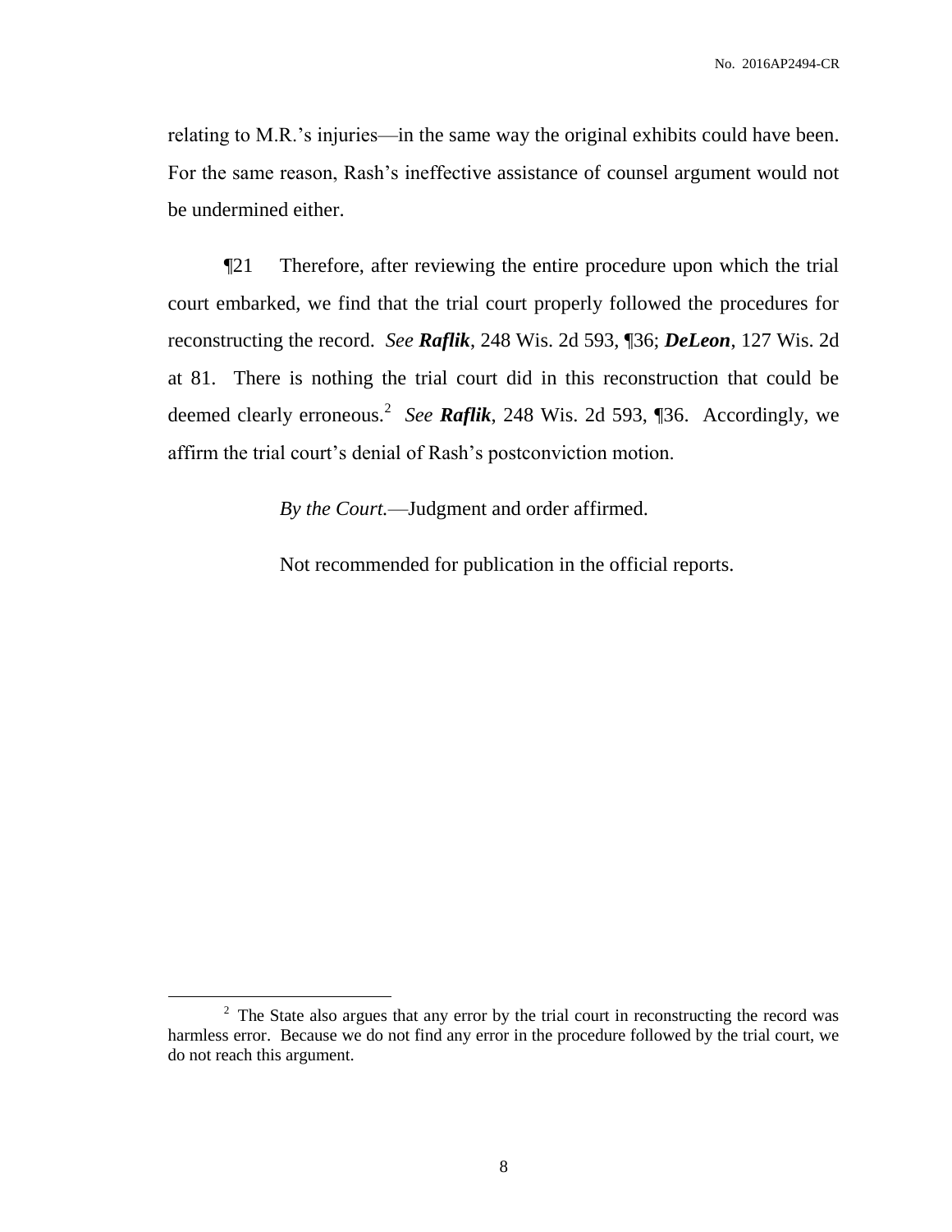relating to M.R.'s injuries—in the same way the original exhibits could have been. For the same reason, Rash's ineffective assistance of counsel argument would not be undermined either.

¶21 Therefore, after reviewing the entire procedure upon which the trial court embarked, we find that the trial court properly followed the procedures for reconstructing the record. *See* ***Raflik***, 248 Wis. 2d 593, ¶36; ***DeLeon***, 127 Wis. 2d at 81. There is nothing the trial court did in this reconstruction that could be deemed clearly erroneous.[2] *See* ***Raflik***, 248 Wis. 2d 593, ¶36. Accordingly, we affirm the trial court's denial of Rash's postconviction motion.

*By the Court.*—Judgment and order affirmed.

Not recommended for publication in the official reports.

---

[2] The State also argues that any error by the trial court in reconstructing the record was harmless error. Because we do not find any error in the procedure followed by the trial court, we do not reach this argument.